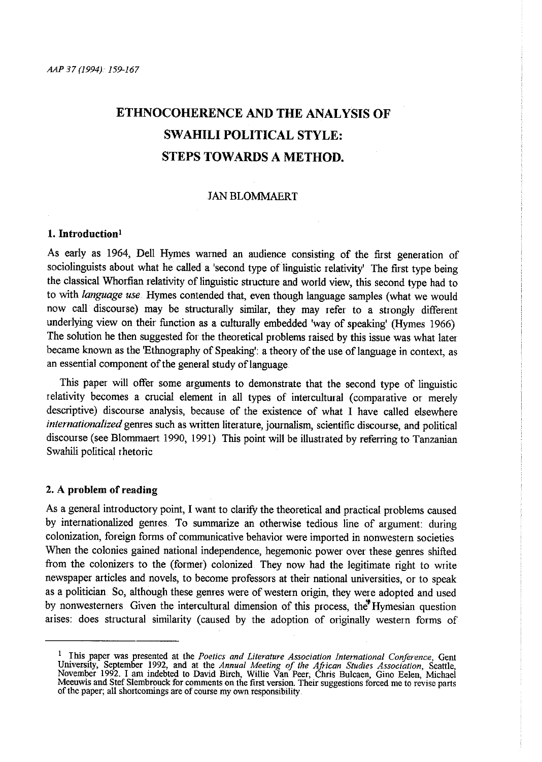# ETHNOCOHERENCE AND THE ANALYSIS OF SWAHILI POLITICAL STYLE: STEPS TOWARDS A METHOD.

JAN BLOMMAERT

## 1. Introduction[1]

As early as 1964, Dell Hymes warned an audience consisting of the first generation of sociolinguists about what he called a 'second type of linguistic relativity' The first type being the classical Whorfian relativity of linguistic structure and world view, this second type had to to with *language use*. Hymes contended that, even though language samples (what we would now call discourse) may be structurally similar, they may refer to a strongly different underlying view on their function as a culturally embedded 'way of speaking' (Hymes 1966) The solution he then suggested for the theoretical problems raised by this issue was what later became known as the 'Ethnography of Speaking': a theory of the use of language in context, as an essential component of the general study of language.

This paper will offer some arguments to demonstrate that the second type of linguistic relativity becomes a crucial element in all types of intercultural (comparative or merely descriptive) discourse analysis, because of the existence of what I have called elsewhere *internationalized* genres such as written literature, journalism, scientific discourse, and political discourse (see Blommaert 1990, 1991) This point will be illustrated by referring to Tanzanian Swahili political rhetoric

## 2. A problem of reading

As a general introductory point, I want to clarify the theoretical and practical problems caused by internationalized genres. To summarize an otherwise tedious line of argument: during colonization, foreign forms of communicative behavior were imported in nonwestern societies When the colonies gained national independence, hegemonic power over these genres shifted from the colonizers to the (former) colonized. They now had the legitimate right to write newspaper articles and novels, to become professors at their national universities, or to speak as a politician. So, although these genres were of western origin, they were adopted and used by nonwesterners. Given the intercultural dimension of this process, the Hymesian question arises: does structural similarity (caused by the adoption of originally western forms of

---

[1] This paper was presented at the *Poetics and Literature Association International Conference*, Gent University, September 1992, and at the *Annual Meeting of the African Studies Association*, Seattle, November 1992. I am indebted to David Birch, Willie Van Peer, Chris Bulcaen, Gino Eelen, Michael Meeuwis and Stef Slembrouck for comments on the first version. Their suggestions forced me to revise parts of the paper; all shortcomings are of course my own responsibility.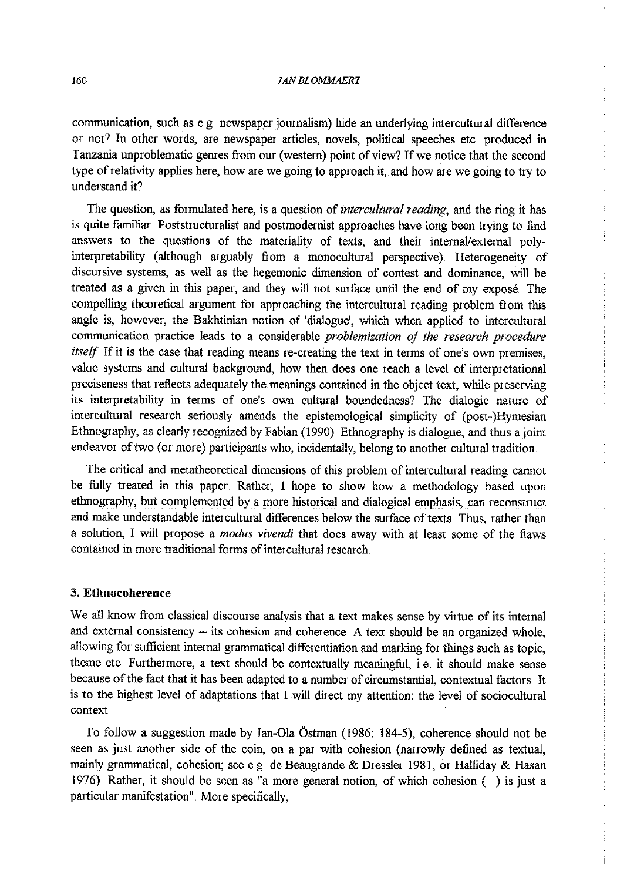communication, such as e g newspaper journalism) hide an underlying intercultural difference or not? In other words, are newspaper articles, novels, political speeches etc produced in Tanzania unproblematic genres from our (western) point of view? If we notice that the second type of relativity applies here, how are we going to approach it, and how are we going to try to understand it?

The question, as formulated here, is a question of *intercultural reading*, and the ring it has is quite familiar. Poststructuralist and postmodernist approaches have long been trying to find answers to the questions of the materiality of texts, and their internal/external poly-interpretability (although arguably from a monocultural perspective). Heterogeneity of discursive systems, as well as the hegemonic dimension of contest and dominance, will be treated as a given in this paper, and they will not surface until the end of my exposé. The compelling theoretical argument for approaching the intercultural reading problem from this angle is, however, the Bakhtinian notion of 'dialogue', which when applied to intercultural communication practice leads to a considerable *problemization of the research procedure itself*. If it is the case that reading means re-creating the text in terms of one's own premises, value systems and cultural background, how then does one reach a level of interpretational preciseness that reflects adequately the meanings contained in the object text, while preserving its interpretability in terms of one's own cultural boundedness? The dialogic nature of intercultural research seriously amends the epistemological simplicity of (post-)Hymesian Ethnography, as clearly recognized by Fabian (1990). Ethnography is dialogue, and thus a joint endeavor of two (or more) participants who, incidentally, belong to another cultural tradition.

The critical and metatheoretical dimensions of this problem of intercultural reading cannot be fully treated in this paper. Rather, I hope to show how a methodology based upon ethnography, but complemented by a more historical and dialogical emphasis, can reconstruct and make understandable intercultural differences below the surface of texts. Thus, rather than a solution, I will propose a *modus vivendi* that does away with at least some of the flaws contained in more traditional forms of intercultural research.

## 3. Ethnocoherence

We all know from classical discourse analysis that a text makes sense by virtue of its internal and external consistency -- its cohesion and coherence. A text should be an organized whole, allowing for sufficient internal grammatical differentiation and marking for things such as topic, theme etc. Furthermore, a text should be contextually meaningful, i e. it should make sense because of the fact that it has been adapted to a number of circumstantial, contextual factors. It is to the highest level of adaptations that I will direct my attention: the level of sociocultural context.

To follow a suggestion made by Jan-Ola Östman (1986: 184-5), coherence should not be seen as just another side of the coin, on a par with cohesion (narrowly defined as textual, mainly grammatical, cohesion; see e g de Beaugrande & Dressler 1981, or Halliday & Hasan 1976). Rather, it should be seen as "a more general notion, of which cohesion ( ) is just a particular manifestation". More specifically,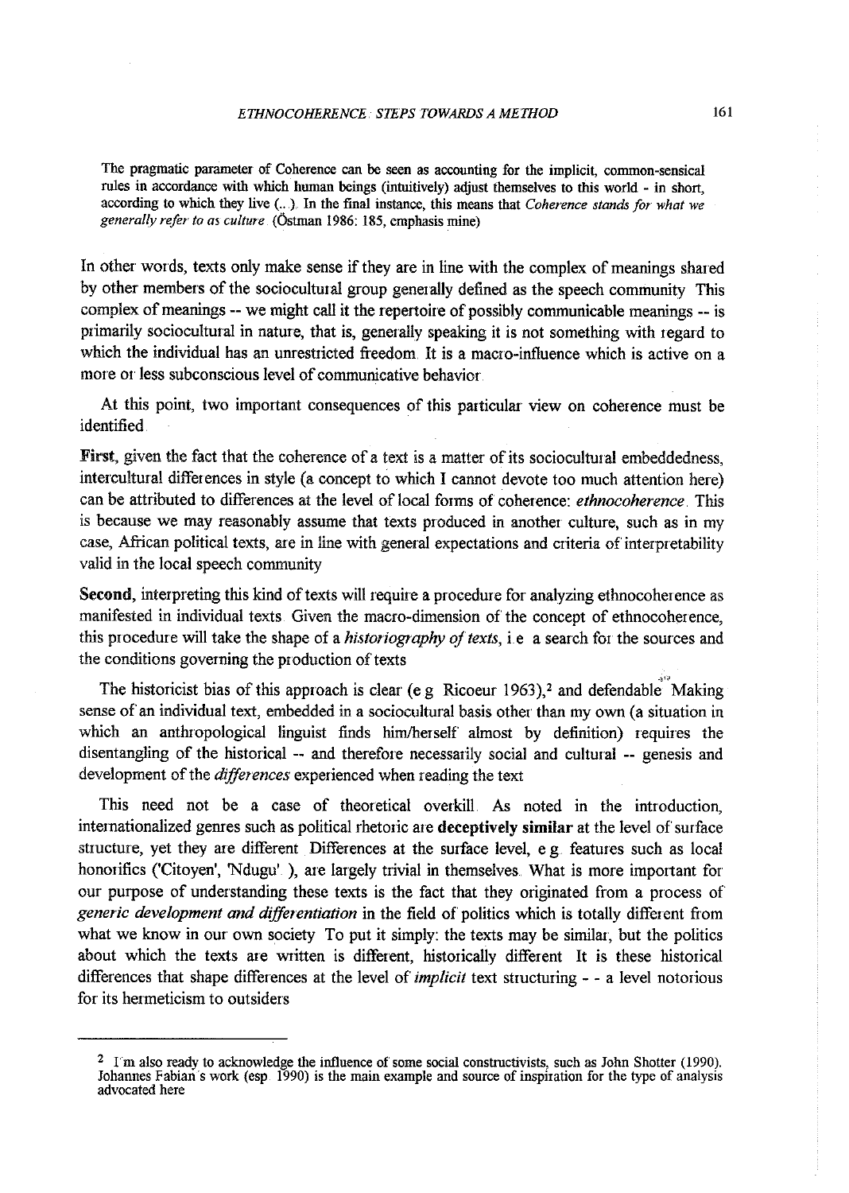> The pragmatic parameter of Coherence can be seen as accounting for the implicit, common-sensical rules in accordance with which human beings (intuitively) adjust themselves to this world - in short, according to which they live (...). In the final instance, this means that *Coherence stands for what we generally refer to as culture*. (Östman 1986: 185, emphasis mine)

In other words, texts only make sense if they are in line with the complex of meanings shared by other members of the sociocultural group generally defined as the speech community. This complex of meanings -- we might call it the repertoire of possibly communicable meanings -- is primarily sociocultural in nature, that is, generally speaking it is not something with regard to which the individual has an unrestricted freedom. It is a macro-influence which is active on a more or less subconscious level of communicative behavior.

At this point, two important consequences of this particular view on coherence must be identified.

**First**, given the fact that the coherence of a text is a matter of its sociocultural embeddedness, intercultural differences in style (a concept to which I cannot devote too much attention here) can be attributed to differences at the level of local forms of coherence: *ethnocoherence*. This is because we may reasonably assume that texts produced in another culture, such as in my case, African political texts, are in line with general expectations and criteria of interpretability valid in the local speech community.

**Second**, interpreting this kind of texts will require a procedure for analyzing ethnocoherence as manifested in individual texts. Given the macro-dimension of the concept of ethnocoherence, this procedure will take the shape of a *historiography of texts*, i.e. a search for the sources and the conditions governing the production of texts.

The historicist bias of this approach is clear (e.g. Ricoeur 1963),[2] and defendable. Making sense of an individual text, embedded in a sociocultural basis other than my own (a situation in which an anthropological linguist finds him/herself almost by definition) requires the disentangling of the historical -- and therefore necessarily social and cultural -- genesis and development of the *differences* experienced when reading the text.

This need not be a case of theoretical overkill. As noted in the introduction, internationalized genres such as political rhetoric are **deceptively similar** at the level of surface structure, yet they are different. Differences at the surface level, e.g. features such as local honorifics ('Citoyen', 'Ndugu'...), are largely trivial in themselves. What is more important for our purpose of understanding these texts is the fact that they originated from a process of *generic development and differentiation* in the field of politics which is totally different from what we know in our own society. To put it simply: the texts may be similar, but the politics about which the texts are written is different, historically different. It is these historical differences that shape differences at the level of *implicit* text structuring - - a level notorious for its hermeticism to outsiders.

---

[2] I'm also ready to acknowledge the influence of some social constructivists, such as John Shotter (1990). Johannes Fabian's work (esp. 1990) is the main example and source of inspiration for the type of analysis advocated here.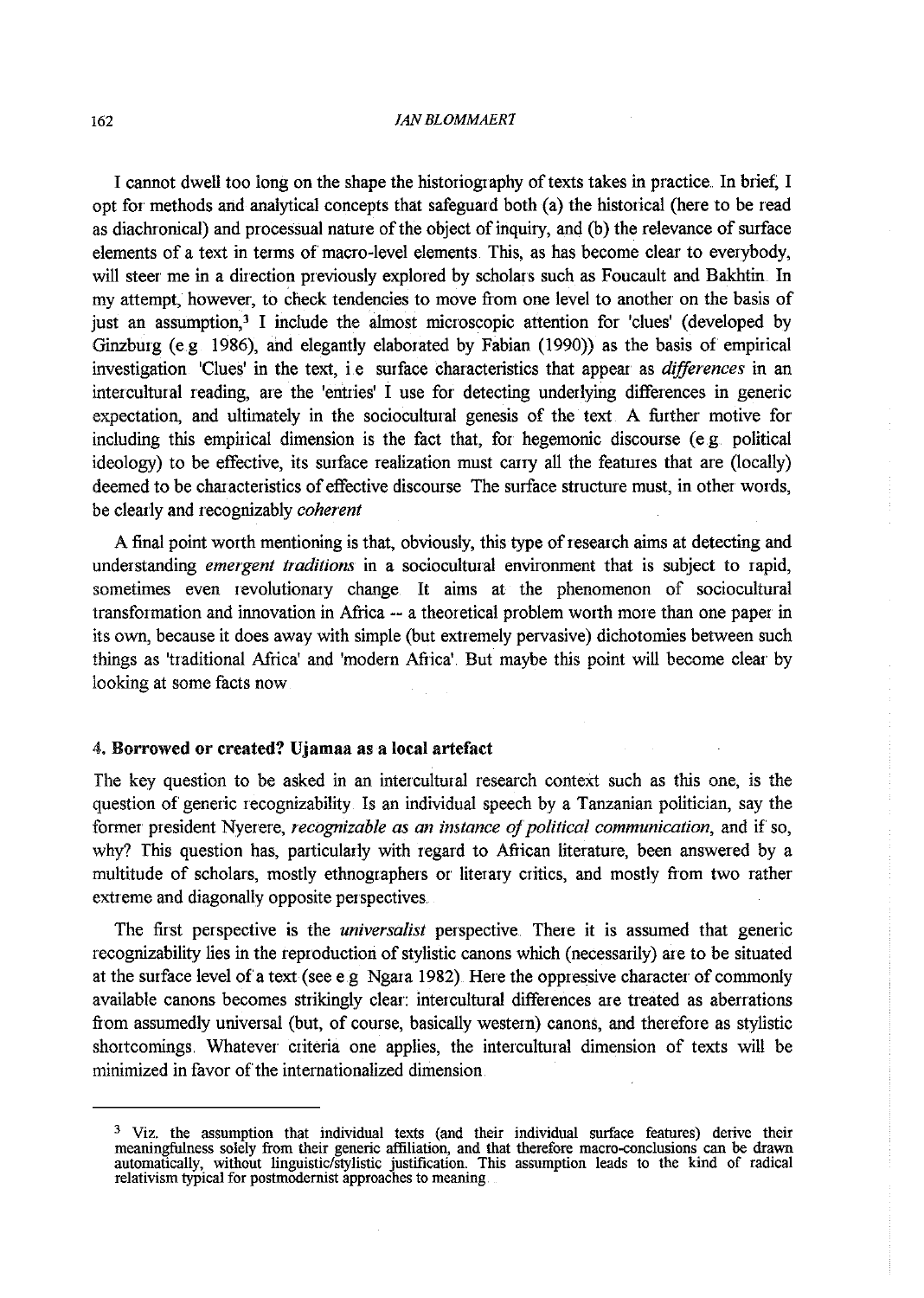I cannot dwell too long on the shape the historiography of texts takes in practice. In brief, I opt for methods and analytical concepts that safeguard both (a) the historical (here to be read as diachronical) and processual nature of the object of inquiry, and (b) the relevance of surface elements of a text in terms of macro-level elements. This, as has become clear to everybody, will steer me in a direction previously explored by scholars such as Foucault and Bakhtin. In my attempt, however, to check tendencies to move from one level to another on the basis of just an assumption,[3] I include the almost microscopic attention for 'clues' (developed by Ginzburg (e.g. 1986), and elegantly elaborated by Fabian (1990)) as the basis of empirical investigation. 'Clues' in the text, i.e. surface characteristics that appear as *differences* in an intercultural reading, are the 'entries' I use for detecting underlying differences in generic expectation, and ultimately in the sociocultural genesis of the text. A further motive for including this empirical dimension is the fact that, for hegemonic discourse (e.g. political ideology) to be effective, its surface realization must carry all the features that are (locally) deemed to be characteristics of effective discourse. The surface structure must, in other words, be clearly and recognizably *coherent*.

A final point worth mentioning is that, obviously, this type of research aims at detecting and understanding *emergent traditions* in a sociocultural environment that is subject to rapid, sometimes even revolutionary change. It aims at the phenomenon of sociocultural transformation and innovation in Africa -- a theoretical problem worth more than one paper in its own, because it does away with simple (but extremely pervasive) dichotomies between such things as 'traditional Africa' and 'modern Africa'. But maybe this point will become clear by looking at some facts now.

## 4. Borrowed or created? Ujamaa as a local artefact

The key question to be asked in an intercultural research context such as this one, is the question of generic recognizability. Is an individual speech by a Tanzanian politician, say the former president Nyerere, *recognizable as an instance of political communication*, and if so, why? This question has, particularly with regard to African literature, been answered by a multitude of scholars, mostly ethnographers or literary critics, and mostly from two rather extreme and diagonally opposite perspectives.

The first perspective is the *universalist* perspective. There it is assumed that generic recognizability lies in the reproduction of stylistic canons which (necessarily) are to be situated at the surface level of a text (see e.g. Ngara 1982). Here the oppressive character of commonly available canons becomes strikingly clear: intercultural differences are treated as aberrations from assumedly universal (but, of course, basically western) canons, and therefore as stylistic shortcomings. Whatever criteria one applies, the intercultural dimension of texts will be minimized in favor of the internationalized dimension.

---

[3] Viz. the assumption that individual texts (and their individual surface features) derive their meaningfulness solely from their generic affiliation, and that therefore macro-conclusions can be drawn automatically, without linguistic/stylistic justification. This assumption leads to the kind of radical relativism typical for postmodernist approaches to meaning.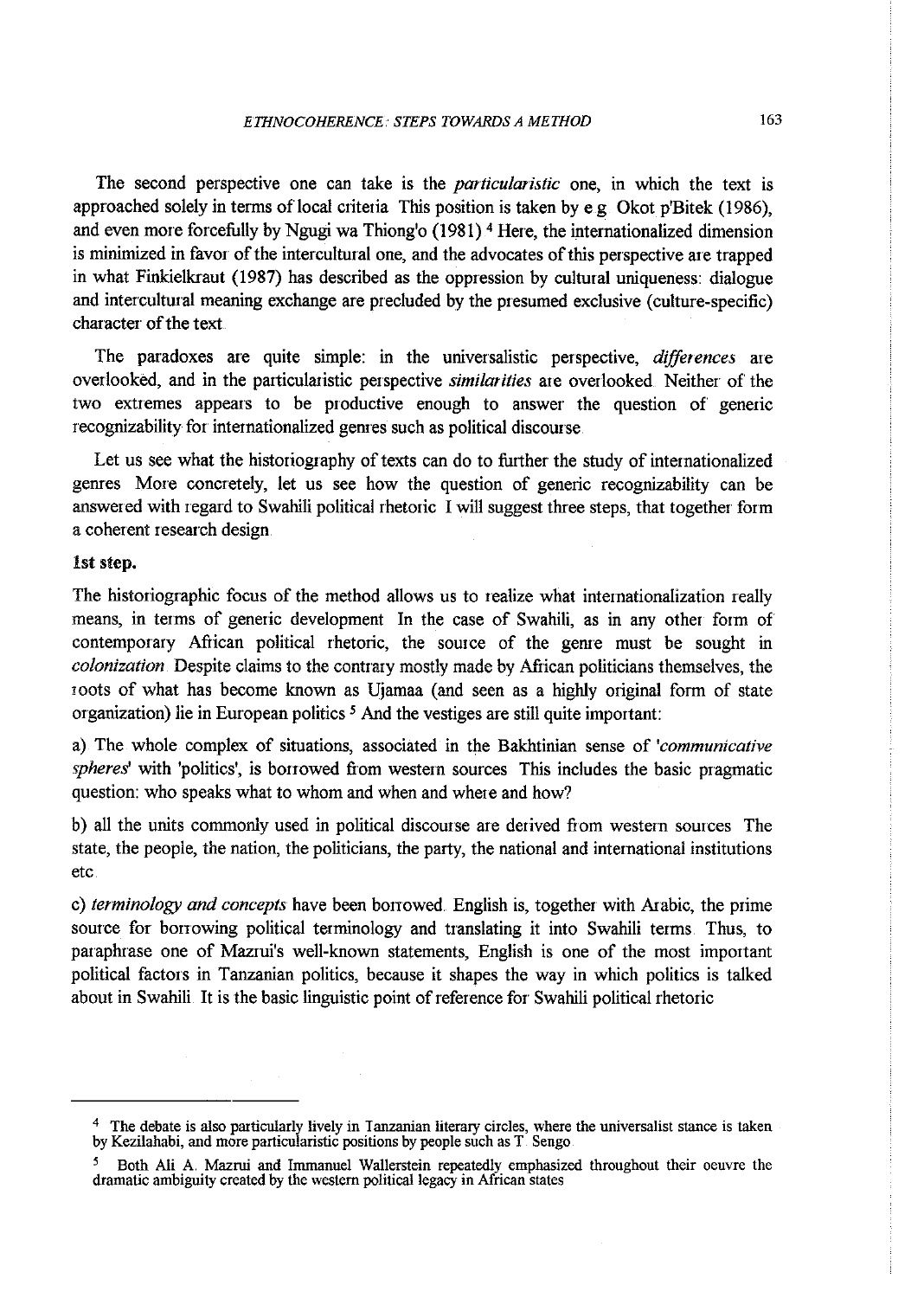The second perspective one can take is the *particularistic* one, in which the text is approached solely in terms of local criteria This position is taken by e g Okot p'Bitek (1986), and even more forcefully by Ngugi wa Thiong'o (1981) [4] Here, the internationalized dimension is minimized in favor of the intercultural one, and the advocates of this perspective are trapped in what Finkielkraut (1987) has described as the oppression by cultural uniqueness: dialogue and intercultural meaning exchange are precluded by the presumed exclusive (culture-specific) character of the text

The paradoxes are quite simple: in the universalistic perspective, *differences* are overlooked, and in the particularistic perspective *similarities* are overlooked Neither of the two extremes appears to be productive enough to answer the question of generic recognizability for internationalized genres such as political discourse

Let us see what the historiography of texts can do to further the study of internationalized genres More concretely, let us see how the question of generic recognizability can be answered with regard to Swahili political rhetoric I will suggest three steps, that together form a coherent research design

**1st step.**

The historiographic focus of the method allows us to realize what internationalization really means, in terms of generic development In the case of Swahili, as in any other form of contemporary African political rhetoric, the source of the genre must be sought in *colonization* Despite claims to the contrary mostly made by African politicians themselves, the roots of what has become known as Ujamaa (and seen as a highly original form of state organization) lie in European politics [5] And the vestiges are still quite important:

a) The whole complex of situations, associated in the Bakhtinian sense of *'communicative spheres'* with 'politics', is borrowed from western sources This includes the basic pragmatic question: who speaks what to whom and when and where and how?

b) all the units commonly used in political discourse are derived from western sources The state, the people, the nation, the politicians, the party, the national and international institutions etc

c) *terminology and concepts* have been borrowed English is, together with Arabic, the prime source for borrowing political terminology and translating it into Swahili terms Thus, to paraphrase one of Mazrui's well-known statements, English is one of the most important political factors in Tanzanian politics, because it shapes the way in which politics is talked about in Swahili It is the basic linguistic point of reference for Swahili political rhetoric

---

[4] The debate is also particularly lively in Tanzanian literary circles, where the universalist stance is taken by Kezilahabi, and more particularistic positions by people such as T Sengo

[5] Both Ali A Mazrui and Immanuel Wallerstein repeatedly emphasized throughout their oeuvre the dramatic ambiguity created by the western political legacy in African states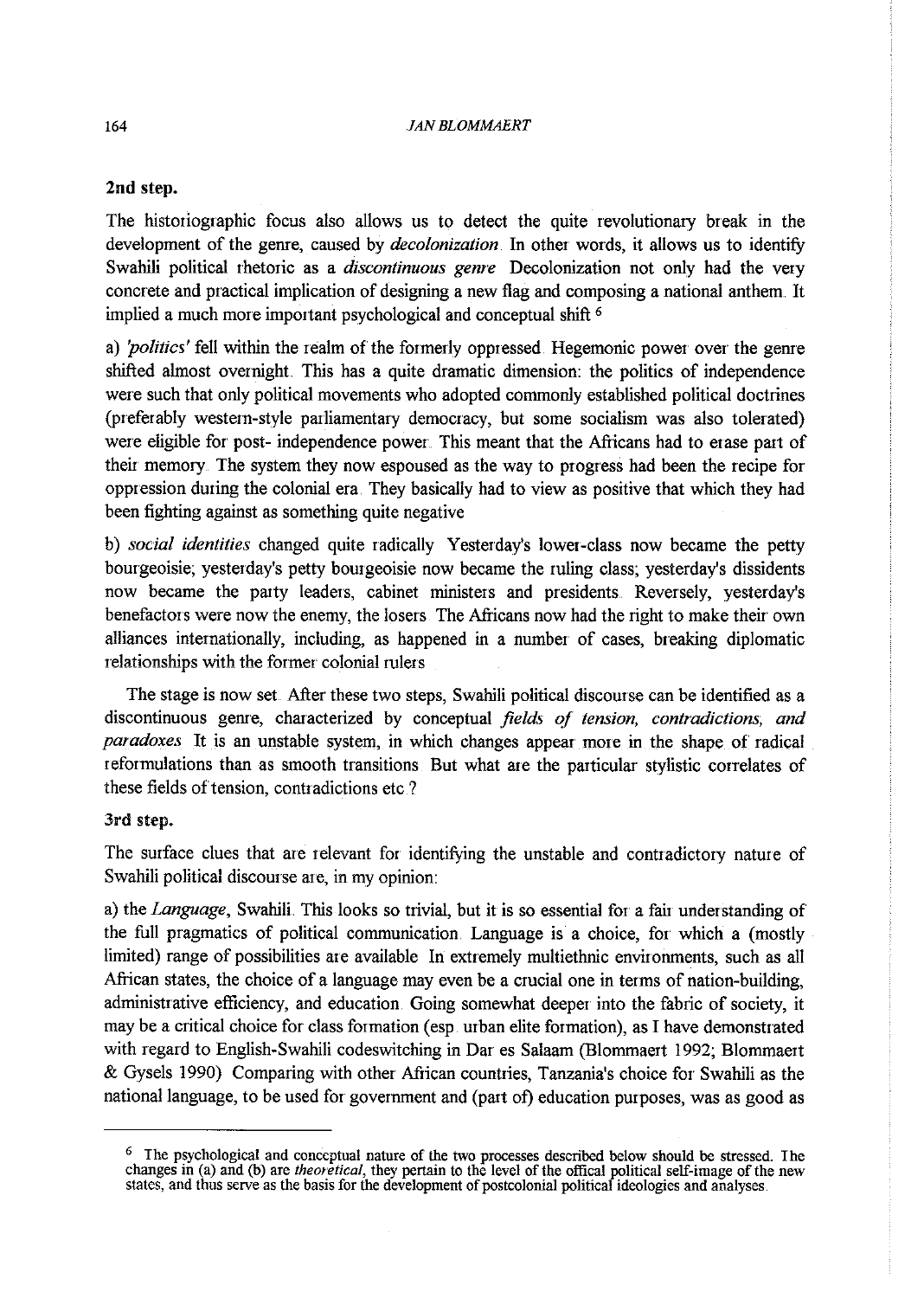**2nd step.**

The historiographic focus also allows us to detect the quite revolutionary break in the development of the genre, caused by *decolonization*. In other words, it allows us to identify Swahili political rhetoric as a *discontinuous genre*. Decolonization not only had the very concrete and practical implication of designing a new flag and composing a national anthem. It implied a much more important psychological and conceptual shift [6]

a) *'politics'* fell within the realm of the formerly oppressed. Hegemonic power over the genre shifted almost overnight. This has a quite dramatic dimension: the politics of independence were such that only political movements who adopted commonly established political doctrines (preferably western-style parliamentary democracy, but some socialism was also tolerated) were eligible for post- independence power. This meant that the Africans had to erase part of their memory. The system they now espoused as the way to progress had been the recipe for oppression during the colonial era. They basically had to view as positive that which they had been fighting against as something quite negative

b) *social identities* changed quite radically. Yesterday's lower-class now became the petty bourgeoisie; yesterday's petty bourgeoisie now became the ruling class; yesterday's dissidents now became the party leaders, cabinet ministers and presidents. Reversely, yesterday's benefactors were now the enemy, the losers. The Africans now had the right to make their own alliances internationally, including, as happened in a number of cases, breaking diplomatic relationships with the former colonial rulers.

The stage is now set. After these two steps, Swahili political discourse can be identified as a discontinuous genre, characterized by conceptual *fields of tension, contradictions, and paradoxes*. It is an unstable system, in which changes appear more in the shape of radical reformulations than as smooth transitions. But what are the particular stylistic correlates of these fields of tension, contradictions etc.?

**3rd step.**

The surface clues that are relevant for identifying the unstable and contradictory nature of Swahili political discourse are, in my opinion:

a) the *Language*, Swahili. This looks so trivial, but it is so essential for a fair understanding of the full pragmatics of political communication. Language is a choice, for which a (mostly limited) range of possibilities are available. In extremely multiethnic environments, such as all African states, the choice of a language may even be a crucial one in terms of nation-building, administrative efficiency, and education. Going somewhat deeper into the fabric of society, it may be a critical choice for class formation (esp. urban elite formation), as I have demonstrated with regard to English-Swahili codeswitching in Dar es Salaam (Blommaert 1992; Blommaert & Gysels 1990). Comparing with other African countries, Tanzania's choice for Swahili as the national language, to be used for government and (part of) education purposes, was as good as

---

[6] The psychological and conceptual nature of the two processes described below should be stressed. The changes in (a) and (b) are *theoretical*, they pertain to the level of the offical political self-image of the new states, and thus serve as the basis for the development of postcolonial political ideologies and analyses.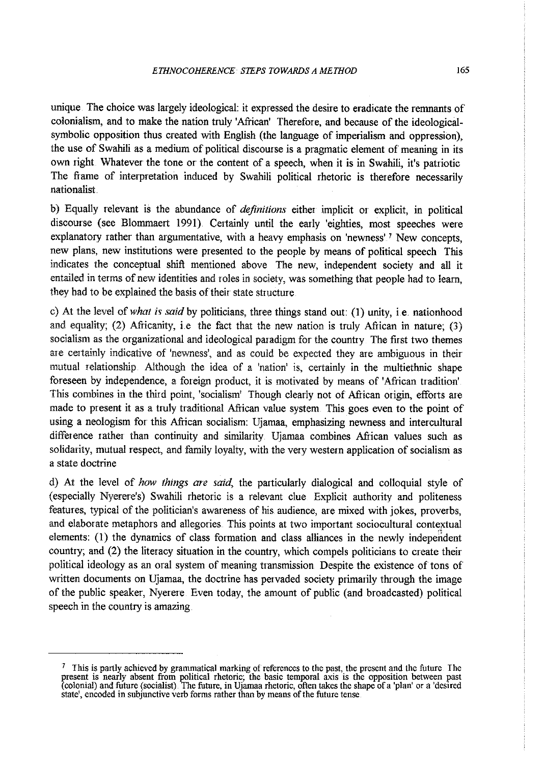unique The choice was largely ideological: it expressed the desire to eradicate the remnants of colonialism, and to make the nation truly 'African' Therefore, and because of the ideological-symbolic opposition thus created with English (the language of imperialism and oppression), the use of Swahili as a medium of political discourse is a pragmatic element of meaning in its own right Whatever the tone or the content of a speech, when it is in Swahili, it's patriotic The frame of interpretation induced by Swahili political rhetoric is therefore necessarily nationalist.

b) Equally relevant is the abundance of *definitions* either implicit or explicit, in political discourse (see Blommaert 1991) Certainly until the early 'eighties, most speeches were explanatory rather than argumentative, with a heavy emphasis on 'newness'[7] New concepts, new plans, new institutions were presented to the people by means of political speech This indicates the conceptual shift mentioned above The new, independent society and all it entailed in terms of new identities and roles in society, was something that people had to learn, they had to be explained the basis of their state structure

c) At the level of *what is said* by politicians, three things stand out: (1) unity, i e nationhood and equality; (2) Africanity, i.e the fact that the new nation is truly African in nature; (3) socialism as the organizational and ideological paradigm for the country The first two themes are certainly indicative of 'newness', and as could be expected they are ambiguous in their mutual relationship Although the idea of a 'nation' is, certainly in the multiethnic shape foreseen by independence, a foreign product, it is motivated by means of 'African tradition' This combines in the third point, 'socialism' Though clearly not of African origin, efforts are made to present it as a truly traditional African value system This goes even to the point of using a neologism for this African socialism: Ujamaa, emphasizing newness and intercultural difference rather than continuity and similarity Ujamaa combines African values such as solidarity, mutual respect, and family loyalty, with the very western application of socialism as a state doctrine

d) At the level of *how things are said*, the particularly dialogical and colloquial style of (especially Nyerere's) Swahili rhetoric is a relevant clue Explicit authority and politeness features, typical of the politician's awareness of his audience, are mixed with jokes, proverbs, and elaborate metaphors and allegories This points at two important sociocultural contextual elements: (1) the dynamics of class formation and class alliances in the newly independent country; and (2) the literacy situation in the country, which compels politicians to create their political ideology as an oral system of meaning transmission Despite the existence of tons of written documents on Ujamaa, the doctrine has pervaded society primarily through the image of the public speaker, Nyerere Even today, the amount of public (and broadcasted) political speech in the country is amazing

---

[7] This is partly achieved by grammatical marking of references to the past, the present and the future The present is nearly absent from political rhetoric; the basic temporal axis is the opposition between past (colonial) and future (socialist) The future, in Ujamaa rhetoric, often takes the shape of a 'plan' or a 'desired state', encoded in subjunctive verb forms rather than by means of the future tense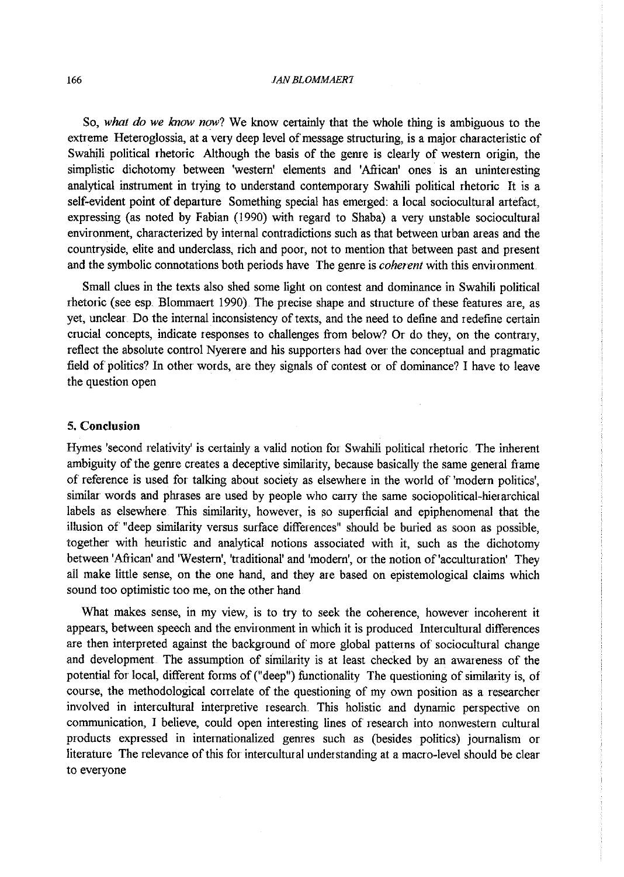So, *what do we know now*? We know certainly that the whole thing is ambiguous to the extreme Heteroglossia, at a very deep level of message structuring, is a major characteristic of Swahili political rhetoric Although the basis of the genre is clearly of western origin, the simplistic dichotomy between 'western' elements and 'African' ones is an uninteresting analytical instrument in trying to understand contemporary Swahili political rhetoric It is a self-evident point of departure Something special has emerged: a local sociocultural artefact, expressing (as noted by Fabian (1990) with regard to Shaba) a very unstable sociocultural environment, characterized by internal contradictions such as that between urban areas and the countryside, elite and underclass, rich and poor, not to mention that between past and present and the symbolic connotations both periods have The genre is *coherent* with this environment.

Small clues in the texts also shed some light on contest and dominance in Swahili political rhetoric (see esp. Blommaert 1990). The precise shape and structure of these features are, as yet, unclear. Do the internal inconsistency of texts, and the need to define and redefine certain crucial concepts, indicate responses to challenges from below? Or do they, on the contrary, reflect the absolute control Nyerere and his supporters had over the conceptual and pragmatic field of politics? In other words, are they signals of contest or of dominance? I have to leave the question open

## 5. Conclusion

Hymes 'second relativity' is certainly a valid notion for Swahili political rhetoric. The inherent ambiguity of the genre creates a deceptive similarity, because basically the same general frame of reference is used for talking about society as elsewhere in the world of 'modern politics', similar words and phrases are used by people who carry the same sociopolitical-hierarchical labels as elsewhere. This similarity, however, is so superficial and epiphenomenal that the illusion of "deep similarity versus surface differences" should be buried as soon as possible, together with heuristic and analytical notions associated with it, such as the dichotomy between 'African' and 'Western', 'traditional' and 'modern', or the notion of 'acculturation'. They all make little sense, on the one hand, and they are based on epistemological claims which sound too optimistic too me, on the other hand

What makes sense, in my view, is to try to seek the coherence, however incoherent it appears, between speech and the environment in which it is produced Intercultural differences are then interpreted against the background of more global patterns of sociocultural change and development. The assumption of similarity is at least checked by an awareness of the potential for local, different forms of ("deep") functionality The questioning of similarity is, of course, the methodological correlate of the questioning of my own position as a researcher involved in intercultural interpretive research. This holistic and dynamic perspective on communication, I believe, could open interesting lines of research into nonwestern cultural products expressed in internationalized genres such as (besides politics) journalism or literature The relevance of this for intercultural understanding at a macro-level should be clear to everyone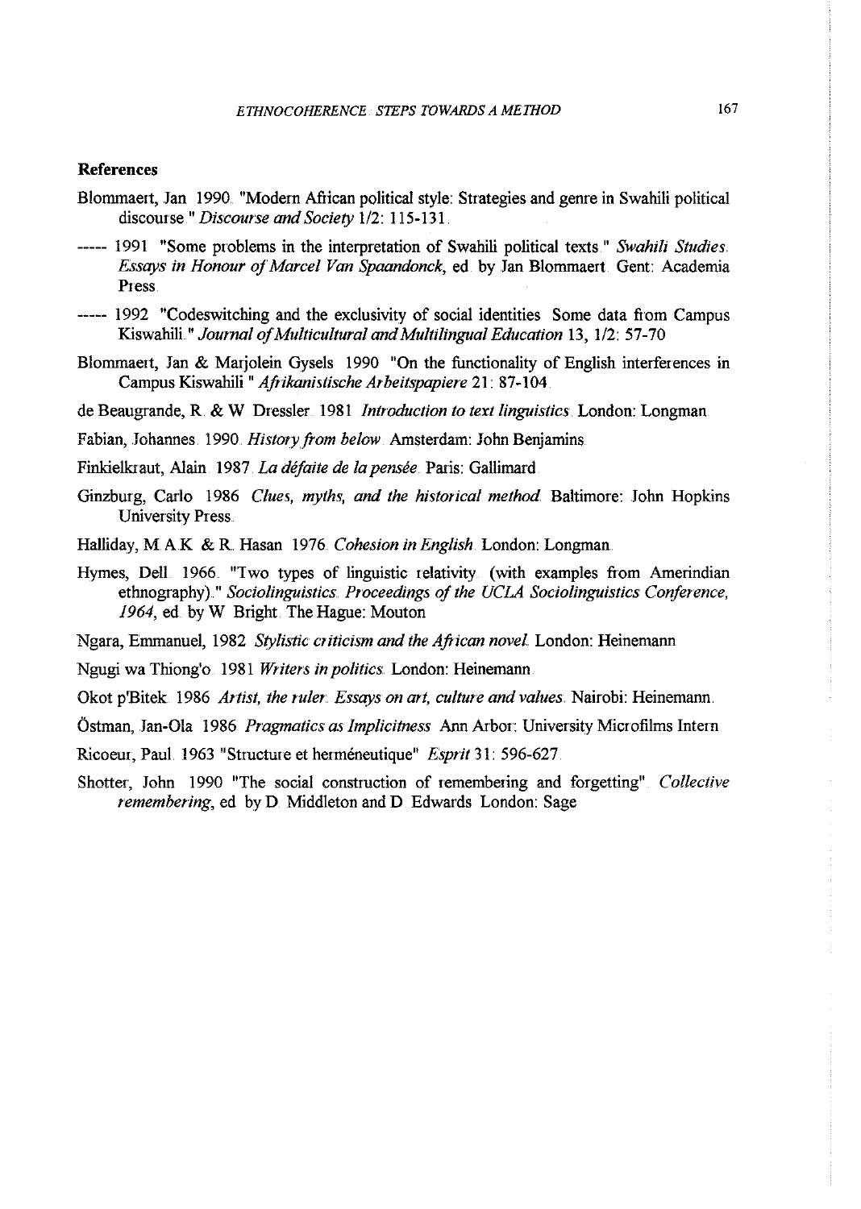## References

Blommaert, Jan 1990. "Modern African political style: Strategies and genre in Swahili political discourse." *Discourse and Society* 1/2: 115-131.

----- 1991 "Some problems in the interpretation of Swahili political texts." *Swahili Studies. Essays in Honour of Marcel Van Spaandonck*, ed. by Jan Blommaert. Gent: Academia Press.

----- 1992 "Codeswitching and the exclusivity of social identities. Some data from Campus Kiswahili." *Journal of Multicultural and Multilingual Education* 13, 1/2: 57-70

Blommaert, Jan & Marjolein Gysels 1990 "On the functionality of English interferences in Campus Kiswahili." *Afrikanistische Arbeitspapiere* 21: 87-104.

de Beaugrande, R. & W. Dressler 1981 *Introduction to text linguistics*. London: Longman.

Fabian, Johannes 1990. *History from below*. Amsterdam: John Benjamins.

Finkielkraut, Alain 1987. *La défaite de la pensée*. Paris: Gallimard.

Ginzburg, Carlo 1986 *Clues, myths, and the historical method*. Baltimore: John Hopkins University Press.

Halliday, M.A.K. & R. Hasan 1976. *Cohesion in English*. London: Longman.

Hymes, Dell 1966. "Two types of linguistic relativity (with examples from Amerindian ethnography)." *Sociolinguistics. Proceedings of the UCLA Sociolinguistics Conference, 1964*, ed. by W. Bright. The Hague: Mouton

Ngara, Emmanuel, 1982 *Stylistic criticism and the African novel*. London: Heinemann

Ngugi wa Thiong'o 1981 *Writers in politics*. London: Heinemann.

Okot p'Bitek 1986 *Artist, the ruler. Essays on art, culture and values*. Nairobi: Heinemann.

Östman, Jan-Ola 1986 *Pragmatics as Implicitness*. Ann Arbor: University Microfilms Intern

Ricoeur, Paul 1963 "Structure et herméneutique" *Esprit* 31: 596-627.

Shotter, John 1990 "The social construction of remembering and forgetting". *Collective remembering*, ed. by D. Middleton and D. Edwards. London: Sage